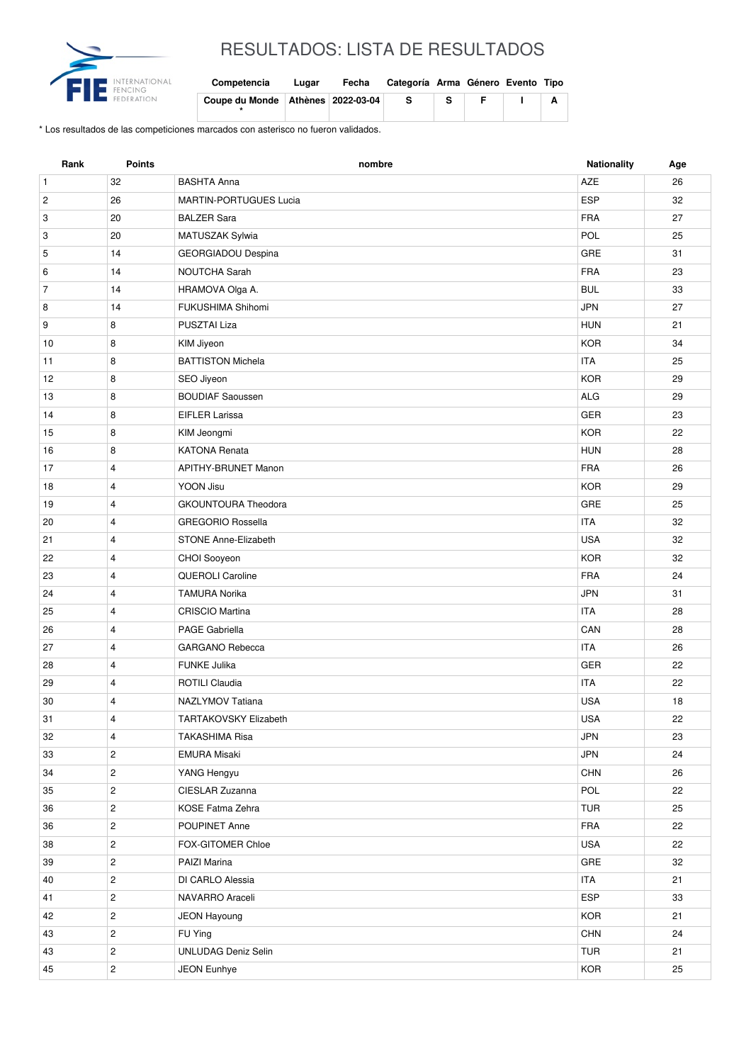# RESULTADOS: LISTA DE RESULTADOS

| Competencia | Lugar | Fecha | Categoría | Arma | Género | Evento | Tipo |
|---|---|---|---|---|---|---|---|
| Coupe du Monde * | Athènes | 2022-03-04 | S | S | F | I | A |

* Los resultados de las competiciones marcados con asterisco no fueron validados.

| Rank | Points | nombre | Nationality | Age |
|---|---|---|---|---|
| 1 | 32 | BASHTA Anna | AZE | 26 |
| 2 | 26 | MARTIN-PORTUGUES Lucia | ESP | 32 |
| 3 | 20 | BALZER Sara | FRA | 27 |
| 3 | 20 | MATUSZAK Sylwia | POL | 25 |
| 5 | 14 | GEORGIADOU Despina | GRE | 31 |
| 6 | 14 | NOUTCHA Sarah | FRA | 23 |
| 7 | 14 | HRAMOVA Olga A. | BUL | 33 |
| 8 | 14 | FUKUSHIMA Shihomi | JPN | 27 |
| 9 | 8 | PUSZTAI Liza | HUN | 21 |
| 10 | 8 | KIM Jiyeon | KOR | 34 |
| 11 | 8 | BATTISTON Michela | ITA | 25 |
| 12 | 8 | SEO Jiyeon | KOR | 29 |
| 13 | 8 | BOUDIAF Saoussen | ALG | 29 |
| 14 | 8 | EIFLER Larissa | GER | 23 |
| 15 | 8 | KIM Jeongmi | KOR | 22 |
| 16 | 8 | KATONA Renata | HUN | 28 |
| 17 | 4 | APITHY-BRUNET Manon | FRA | 26 |
| 18 | 4 | YOON Jisu | KOR | 29 |
| 19 | 4 | GKOUNTOURA Theodora | GRE | 25 |
| 20 | 4 | GREGORIO Rossella | ITA | 32 |
| 21 | 4 | STONE Anne-Elizabeth | USA | 32 |
| 22 | 4 | CHOI Sooyeon | KOR | 32 |
| 23 | 4 | QUEROLI Caroline | FRA | 24 |
| 24 | 4 | TAMURA Norika | JPN | 31 |
| 25 | 4 | CRISCIO Martina | ITA | 28 |
| 26 | 4 | PAGE Gabriella | CAN | 28 |
| 27 | 4 | GARGANO Rebecca | ITA | 26 |
| 28 | 4 | FUNKE Julika | GER | 22 |
| 29 | 4 | ROTILI Claudia | ITA | 22 |
| 30 | 4 | NAZLYMOV Tatiana | USA | 18 |
| 31 | 4 | TARTAKOVSKY Elizabeth | USA | 22 |
| 32 | 4 | TAKASHIMA Risa | JPN | 23 |
| 33 | 2 | EMURA Misaki | JPN | 24 |
| 34 | 2 | YANG Hengyu | CHN | 26 |
| 35 | 2 | CIESLAR Zuzanna | POL | 22 |
| 36 | 2 | KOSE Fatma Zehra | TUR | 25 |
| 36 | 2 | POUPINET Anne | FRA | 22 |
| 38 | 2 | FOX-GITOMER Chloe | USA | 22 |
| 39 | 2 | PAIZI Marina | GRE | 32 |
| 40 | 2 | DI CARLO Alessia | ITA | 21 |
| 41 | 2 | NAVARRO Araceli | ESP | 33 |
| 42 | 2 | JEON Hayoung | KOR | 21 |
| 43 | 2 | FU Ying | CHN | 24 |
| 43 | 2 | UNLUDAG Deniz Selin | TUR | 21 |
| 45 | 2 | JEON Eunhye | KOR | 25 |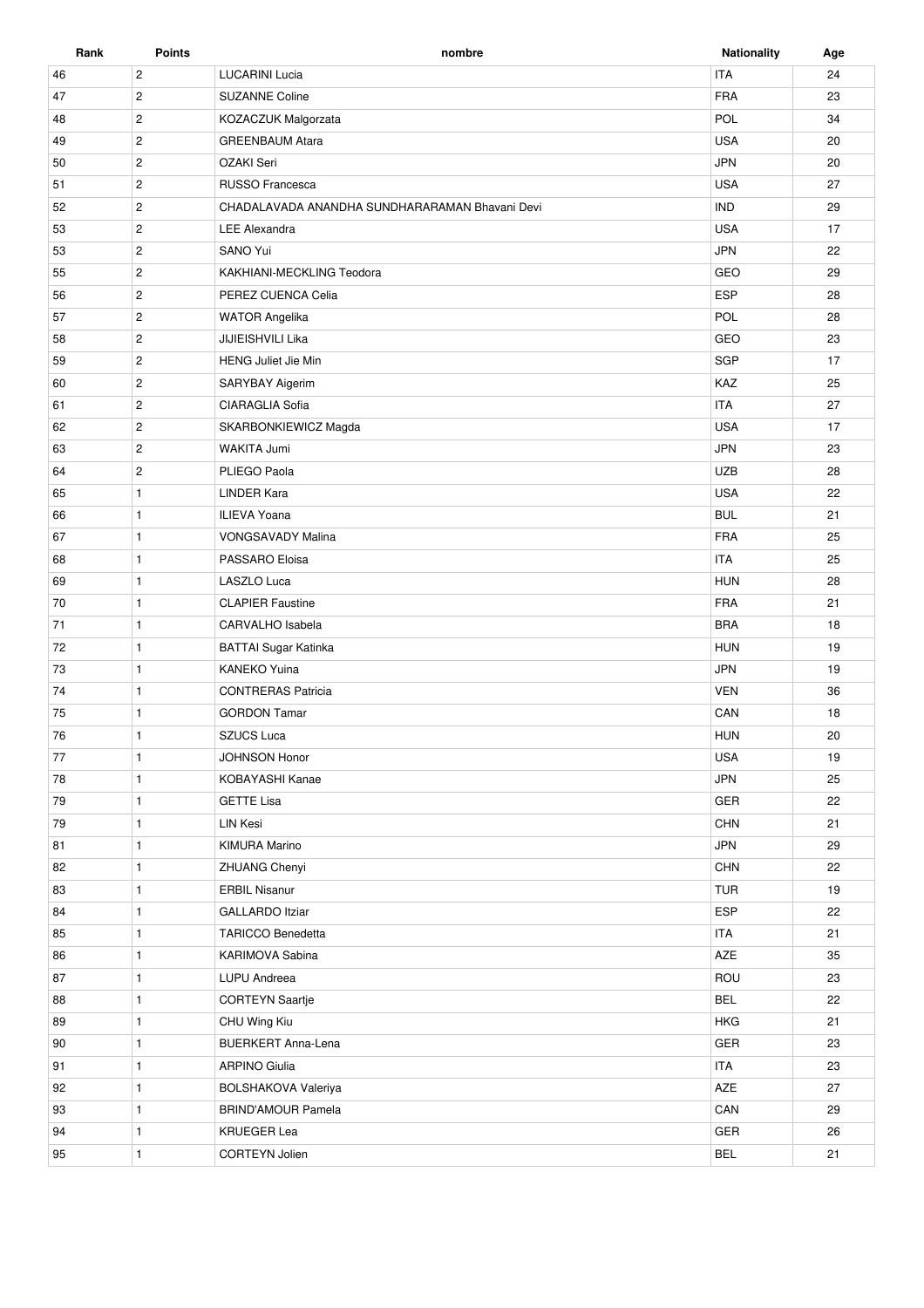| Rank | Points | nombre | Nationality | Age |
| --- | --- | --- | --- | --- |
| 46 | 2 | LUCARINI Lucia | ITA | 24 |
| 47 | 2 | SUZANNE Coline | FRA | 23 |
| 48 | 2 | KOZACZUK Malgorzata | POL | 34 |
| 49 | 2 | GREENBAUM Atara | USA | 20 |
| 50 | 2 | OZAKI Seri | JPN | 20 |
| 51 | 2 | RUSSO Francesca | USA | 27 |
| 52 | 2 | CHADALAVADA ANANDHA SUNDHARARAMAN Bhavani Devi | IND | 29 |
| 53 | 2 | LEE Alexandra | USA | 17 |
| 53 | 2 | SANO Yui | JPN | 22 |
| 55 | 2 | KAKHIANI-MECKLING Teodora | GEO | 29 |
| 56 | 2 | PEREZ CUENCA Celia | ESP | 28 |
| 57 | 2 | WATOR Angelika | POL | 28 |
| 58 | 2 | JIJIEISHVILI Lika | GEO | 23 |
| 59 | 2 | HENG Juliet Jie Min | SGP | 17 |
| 60 | 2 | SARYBAY Aigerim | KAZ | 25 |
| 61 | 2 | CIARAGLIA Sofia | ITA | 27 |
| 62 | 2 | SKARBONKIEWICZ Magda | USA | 17 |
| 63 | 2 | WAKITA Jumi | JPN | 23 |
| 64 | 2 | PLIEGO Paola | UZB | 28 |
| 65 | 1 | LINDER Kara | USA | 22 |
| 66 | 1 | ILIEVA Yoana | BUL | 21 |
| 67 | 1 | VONGSAVADY Malina | FRA | 25 |
| 68 | 1 | PASSARO Eloisa | ITA | 25 |
| 69 | 1 | LASZLO Luca | HUN | 28 |
| 70 | 1 | CLAPIER Faustine | FRA | 21 |
| 71 | 1 | CARVALHO Isabela | BRA | 18 |
| 72 | 1 | BATTAI Sugar Katinka | HUN | 19 |
| 73 | 1 | KANEKO Yuina | JPN | 19 |
| 74 | 1 | CONTRERAS Patricia | VEN | 36 |
| 75 | 1 | GORDON Tamar | CAN | 18 |
| 76 | 1 | SZUCS Luca | HUN | 20 |
| 77 | 1 | JOHNSON Honor | USA | 19 |
| 78 | 1 | KOBAYASHI Kanae | JPN | 25 |
| 79 | 1 | GETTE Lisa | GER | 22 |
| 79 | 1 | LIN Kesi | CHN | 21 |
| 81 | 1 | KIMURA Marino | JPN | 29 |
| 82 | 1 | ZHUANG Chenyi | CHN | 22 |
| 83 | 1 | ERBIL Nisanur | TUR | 19 |
| 84 | 1 | GALLARDO Itziar | ESP | 22 |
| 85 | 1 | TARICCO Benedetta | ITA | 21 |
| 86 | 1 | KARIMOVA Sabina | AZE | 35 |
| 87 | 1 | LUPU Andreea | ROU | 23 |
| 88 | 1 | CORTEYN Saartje | BEL | 22 |
| 89 | 1 | CHU Wing Kiu | HKG | 21 |
| 90 | 1 | BUERKERT Anna-Lena | GER | 23 |
| 91 | 1 | ARPINO Giulia | ITA | 23 |
| 92 | 1 | BOLSHAKOVA Valeriya | AZE | 27 |
| 93 | 1 | BRIND'AMOUR Pamela | CAN | 29 |
| 94 | 1 | KRUEGER Lea | GER | 26 |
| 95 | 1 | CORTEYN Jolien | BEL | 21 |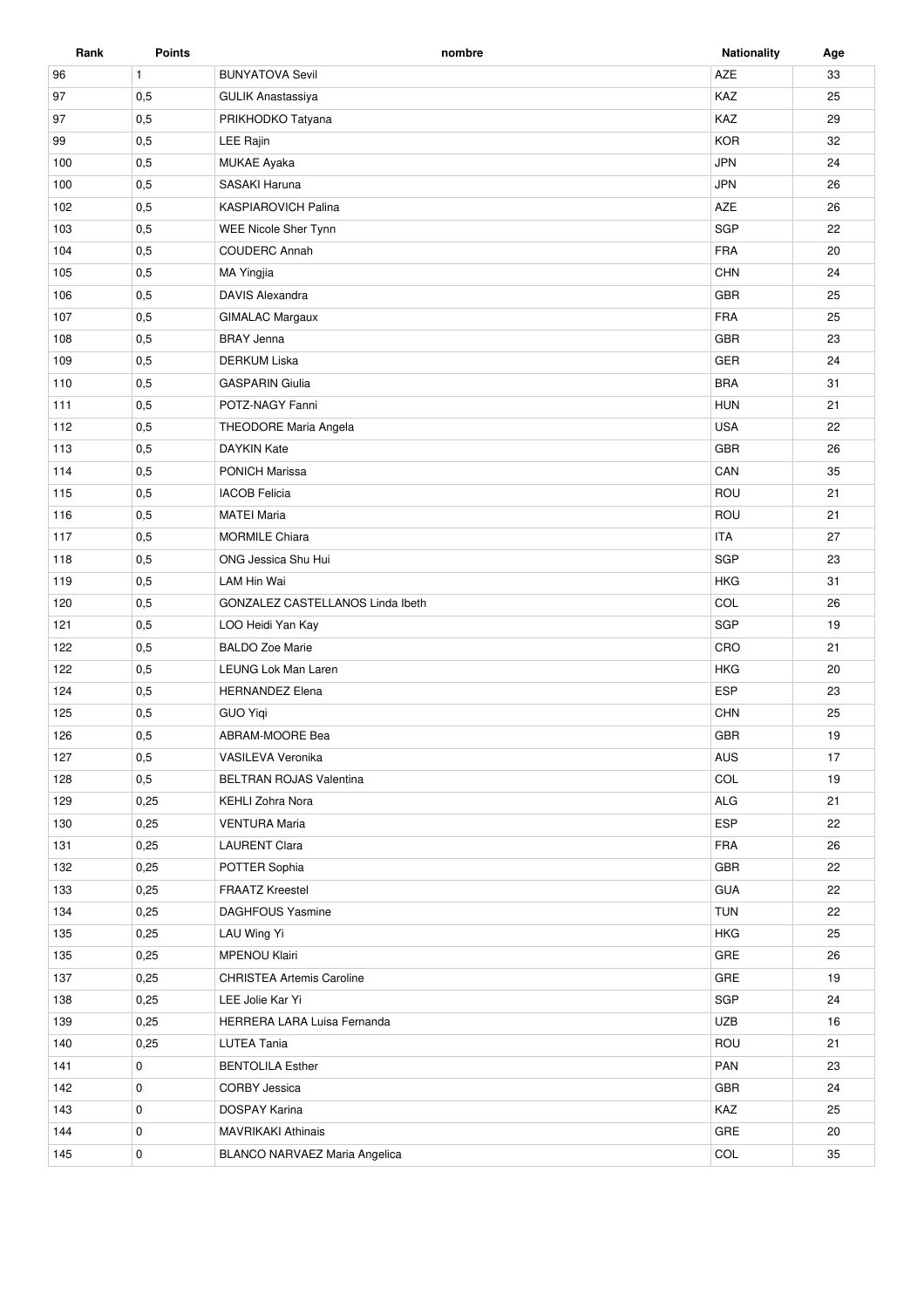| Rank | Points | nombre | Nationality | Age |
|---|---|---|---|---|
| 96 | 1 | BUNYATOVA Sevil | AZE | 33 |
| 97 | 0,5 | GULIK Anastassiya | KAZ | 25 |
| 97 | 0,5 | PRIKHODKO Tatyana | KAZ | 29 |
| 99 | 0,5 | LEE Rajin | KOR | 32 |
| 100 | 0,5 | MUKAE Ayaka | JPN | 24 |
| 100 | 0,5 | SASAKI Haruna | JPN | 26 |
| 102 | 0,5 | KASPIAROVICH Palina | AZE | 26 |
| 103 | 0,5 | WEE Nicole Sher Tynn | SGP | 22 |
| 104 | 0,5 | COUDERC Annah | FRA | 20 |
| 105 | 0,5 | MA Yingjia | CHN | 24 |
| 106 | 0,5 | DAVIS Alexandra | GBR | 25 |
| 107 | 0,5 | GIMALAC Margaux | FRA | 25 |
| 108 | 0,5 | BRAY Jenna | GBR | 23 |
| 109 | 0,5 | DERKUM Liska | GER | 24 |
| 110 | 0,5 | GASPARIN Giulia | BRA | 31 |
| 111 | 0,5 | POTZ-NAGY Fanni | HUN | 21 |
| 112 | 0,5 | THEODORE Maria Angela | USA | 22 |
| 113 | 0,5 | DAYKIN Kate | GBR | 26 |
| 114 | 0,5 | PONICH Marissa | CAN | 35 |
| 115 | 0,5 | IACOB Felicia | ROU | 21 |
| 116 | 0,5 | MATEI Maria | ROU | 21 |
| 117 | 0,5 | MORMILE Chiara | ITA | 27 |
| 118 | 0,5 | ONG Jessica Shu Hui | SGP | 23 |
| 119 | 0,5 | LAM Hin Wai | HKG | 31 |
| 120 | 0,5 | GONZALEZ CASTELLANOS Linda Ibeth | COL | 26 |
| 121 | 0,5 | LOO Heidi Yan Kay | SGP | 19 |
| 122 | 0,5 | BALDO Zoe Marie | CRO | 21 |
| 122 | 0,5 | LEUNG Lok Man Laren | HKG | 20 |
| 124 | 0,5 | HERNANDEZ Elena | ESP | 23 |
| 125 | 0,5 | GUO Yiqi | CHN | 25 |
| 126 | 0,5 | ABRAM-MOORE Bea | GBR | 19 |
| 127 | 0,5 | VASILEVA Veronika | AUS | 17 |
| 128 | 0,5 | BELTRAN ROJAS Valentina | COL | 19 |
| 129 | 0,25 | KEHLI Zohra Nora | ALG | 21 |
| 130 | 0,25 | VENTURA Maria | ESP | 22 |
| 131 | 0,25 | LAURENT Clara | FRA | 26 |
| 132 | 0,25 | POTTER Sophia | GBR | 22 |
| 133 | 0,25 | FRAATZ Kreestel | GUA | 22 |
| 134 | 0,25 | DAGHFOUS Yasmine | TUN | 22 |
| 135 | 0,25 | LAU Wing Yi | HKG | 25 |
| 135 | 0,25 | MPENOU Klairi | GRE | 26 |
| 137 | 0,25 | CHRISTEA Artemis Caroline | GRE | 19 |
| 138 | 0,25 | LEE Jolie Kar Yi | SGP | 24 |
| 139 | 0,25 | HERRERA LARA Luisa Fernanda | UZB | 16 |
| 140 | 0,25 | LUTEA Tania | ROU | 21 |
| 141 | 0 | BENTOLILA Esther | PAN | 23 |
| 142 | 0 | CORBY Jessica | GBR | 24 |
| 143 | 0 | DOSPAY Karina | KAZ | 25 |
| 144 | 0 | MAVRIKAKI Athinais | GRE | 20 |
| 145 | 0 | BLANCO NARVAEZ Maria Angelica | COL | 35 |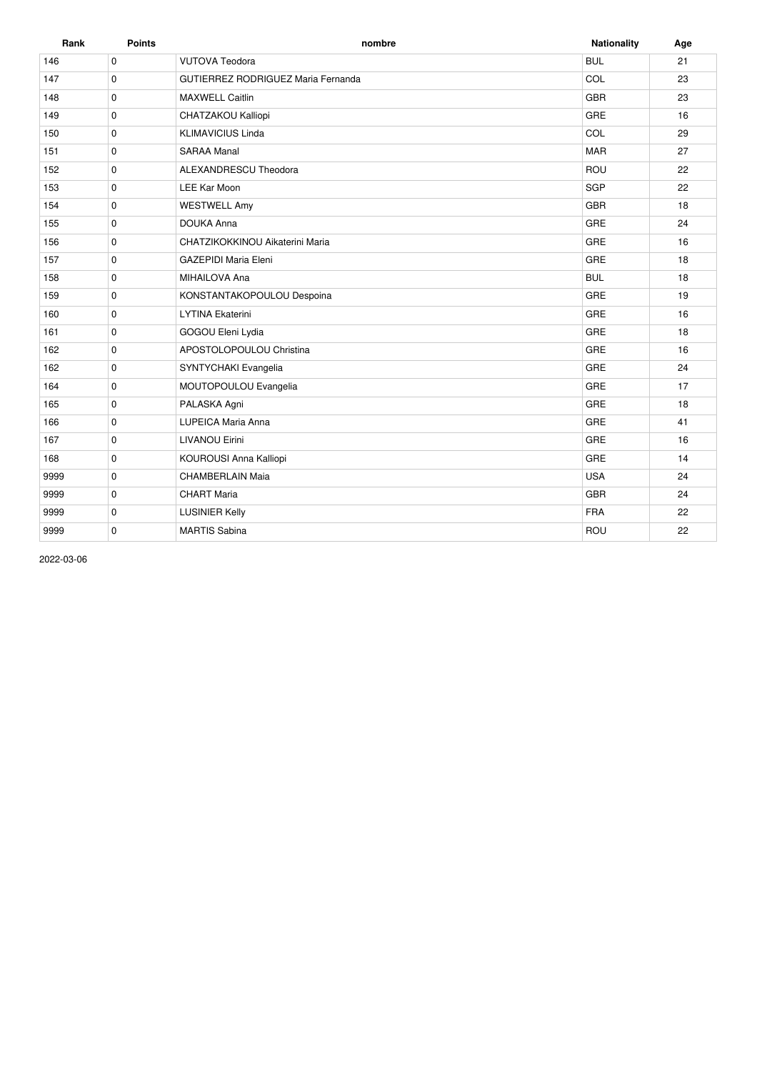| Rank | Points | nombre | Nationality | Age |
| --- | --- | --- | --- | --- |
| 146 | 0 | VUTOVA Teodora | BUL | 21 |
| 147 | 0 | GUTIERREZ RODRIGUEZ Maria Fernanda | COL | 23 |
| 148 | 0 | MAXWELL Caitlin | GBR | 23 |
| 149 | 0 | CHATZAKOU Kalliopi | GRE | 16 |
| 150 | 0 | KLIMAVICIUS Linda | COL | 29 |
| 151 | 0 | SARAA Manal | MAR | 27 |
| 152 | 0 | ALEXANDRESCU Theodora | ROU | 22 |
| 153 | 0 | LEE Kar Moon | SGP | 22 |
| 154 | 0 | WESTWELL Amy | GBR | 18 |
| 155 | 0 | DOUKA Anna | GRE | 24 |
| 156 | 0 | CHATZIKOKKINOU Aikaterini Maria | GRE | 16 |
| 157 | 0 | GAZEPIDI Maria Eleni | GRE | 18 |
| 158 | 0 | MIHAILOVA Ana | BUL | 18 |
| 159 | 0 | KONSTANTAKOPOULOU Despoina | GRE | 19 |
| 160 | 0 | LYTINA Ekaterini | GRE | 16 |
| 161 | 0 | GOGOU Eleni Lydia | GRE | 18 |
| 162 | 0 | APOSTOLOPOULOU Christina | GRE | 16 |
| 162 | 0 | SYNTYCHAKI Evangelia | GRE | 24 |
| 164 | 0 | MOUTOPOULOU Evangelia | GRE | 17 |
| 165 | 0 | PALASKA Agni | GRE | 18 |
| 166 | 0 | LUPEICA Maria Anna | GRE | 41 |
| 167 | 0 | LIVANOU Eirini | GRE | 16 |
| 168 | 0 | KOUROUSI Anna Kalliopi | GRE | 14 |
| 9999 | 0 | CHAMBERLAIN Maia | USA | 24 |
| 9999 | 0 | CHART Maria | GBR | 24 |
| 9999 | 0 | LUSINIER Kelly | FRA | 22 |
| 9999 | 0 | MARTIS Sabina | ROU | 22 |

2022-03-06